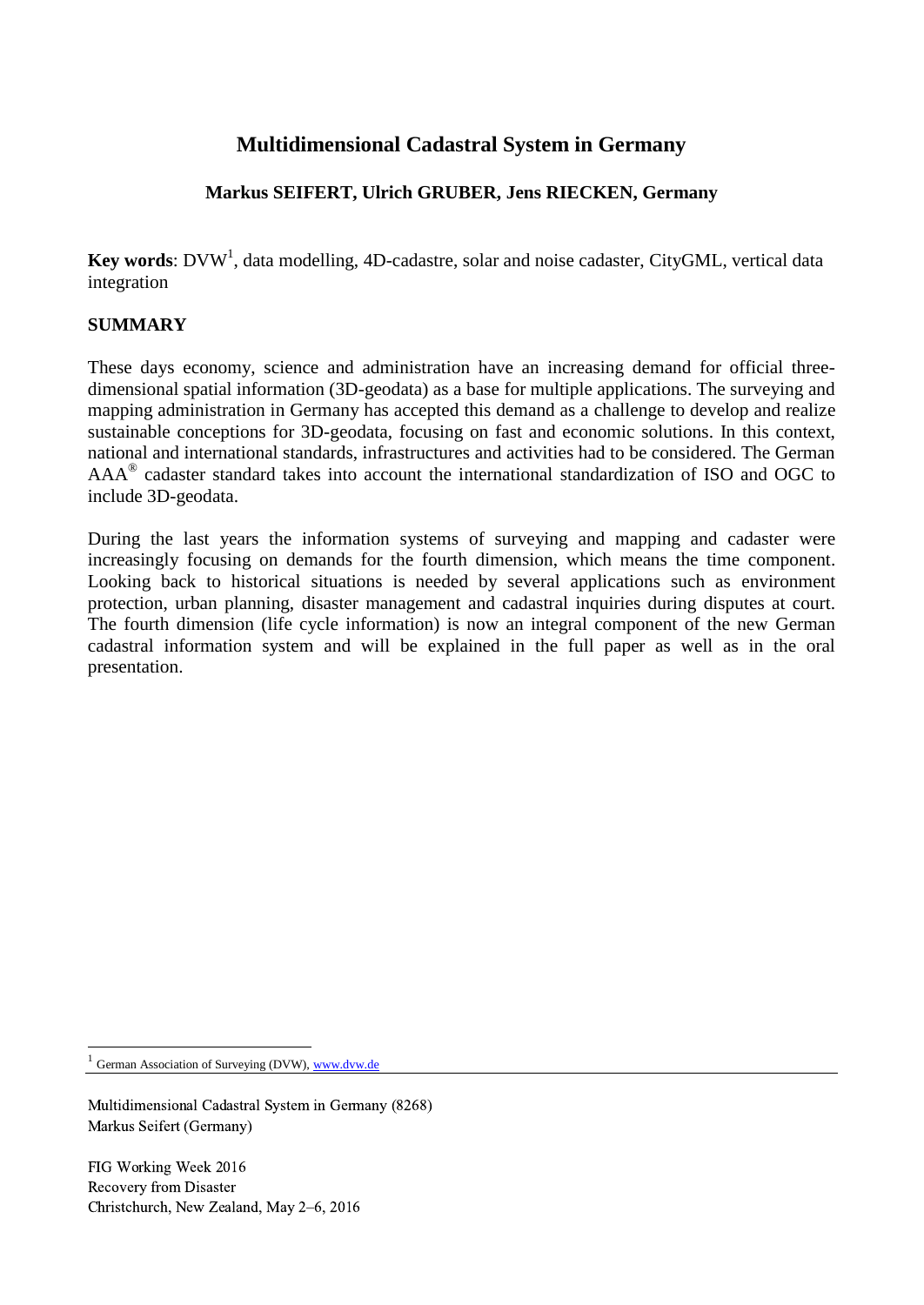# Multidimensional Cadastral System in Germany

**Markus SEIFERT, Ulrich GRUBER, Jens RIECKEN, Germany**

**Key words**: DVW[1], data modelling, 4D-cadastre, solar and noise cadaster, CityGML, vertical data integration

## SUMMARY

These days economy, science and administration have an increasing demand for official three-dimensional spatial information (3D-geodata) as a base for multiple applications. The surveying and mapping administration in Germany has accepted this demand as a challenge to develop and realize sustainable conceptions for 3D-geodata, focusing on fast and economic solutions. In this context, national and international standards, infrastructures and activities had to be considered. The German AAA® cadaster standard takes into account the international standardization of ISO and OGC to include 3D-geodata.

During the last years the information systems of surveying and mapping and cadaster were increasingly focusing on demands for the fourth dimension, which means the time component. Looking back to historical situations is needed by several applications such as environment protection, urban planning, disaster management and cadastral inquiries during disputes at court. The fourth dimension (life cycle information) is now an integral component of the new German cadastral information system and will be explained in the full paper as well as in the oral presentation.

[1] German Association of Surveying (DVW), www.dvw.de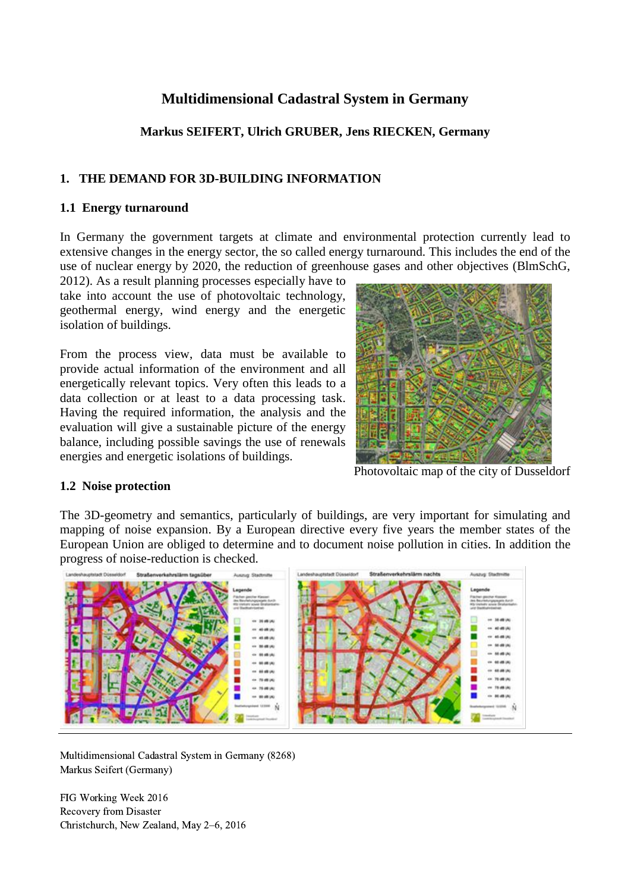# Multidimensional Cadastral System in Germany

**Markus SEIFERT, Ulrich GRUBER, Jens RIECKEN, Germany**

## 1. THE DEMAND FOR 3D-BUILDING INFORMATION

### 1.1 Energy turnaround

In Germany the government targets at climate and environmental protection currently lead to extensive changes in the energy sector, the so called energy turnaround. This includes the end of the use of nuclear energy by 2020, the reduction of greenhouse gases and other objectives (BlmSchG, 2012). As a result planning processes especially have to take into account the use of photovoltaic technology, geothermal energy, wind energy and the energetic isolation of buildings.

From the process view, data must be available to provide actual information of the environment and all energetically relevant topics. Very often this leads to a data collection or at least to a data processing task. Having the required information, the analysis and the evaluation will give a sustainable picture of the energy balance, including possible savings the use of renewals energies and energetic isolations of buildings.

Photovoltaic map of the city of Dusseldorf

### 1.2 Noise protection

The 3D-geometry and semantics, particularly of buildings, are very important for simulating and mapping of noise expansion. By a European directive every five years the member states of the European Union are obliged to determine and to document noise pollution in cities. In addition the progress of noise-reduction is checked.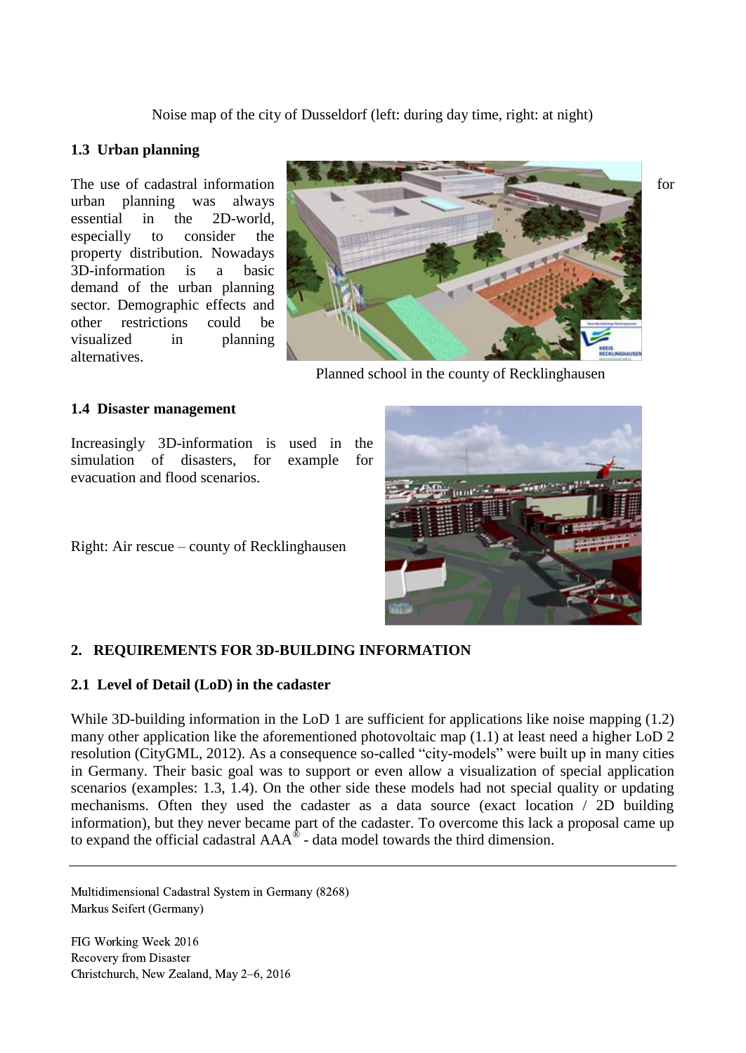Noise map of the city of Dusseldorf (left: during day time, right: at night)

### 1.3 Urban planning

The use of cadastral information for urban planning was always essential in the 2D-world, especially to consider the property distribution. Nowadays 3D-information is a basic demand of the urban planning sector. Demographic effects and other restrictions could be visualized in planning alternatives.

Planned school in the county of Recklinghausen

### 1.4 Disaster management

Increasingly 3D-information is used in the simulation of disasters, for example for evacuation and flood scenarios.

Right: Air rescue – county of Recklinghausen

## 2. REQUIREMENTS FOR 3D-BUILDING INFORMATION

### 2.1 Level of Detail (LoD) in the cadaster

While 3D-building information in the LoD 1 are sufficient for applications like noise mapping (1.2) many other application like the aforementioned photovoltaic map (1.1) at least need a higher LoD 2 resolution (CityGML, 2012). As a consequence so-called "city-models" were built up in many cities in Germany. Their basic goal was to support or even allow a visualization of special application scenarios (examples: 1.3, 1.4). On the other side these models had not special quality or updating mechanisms. Often they used the cadaster as a data source (exact location / 2D building information), but they never became part of the cadaster. To overcome this lack a proposal came up to expand the official cadastral AAA® - data model towards the third dimension.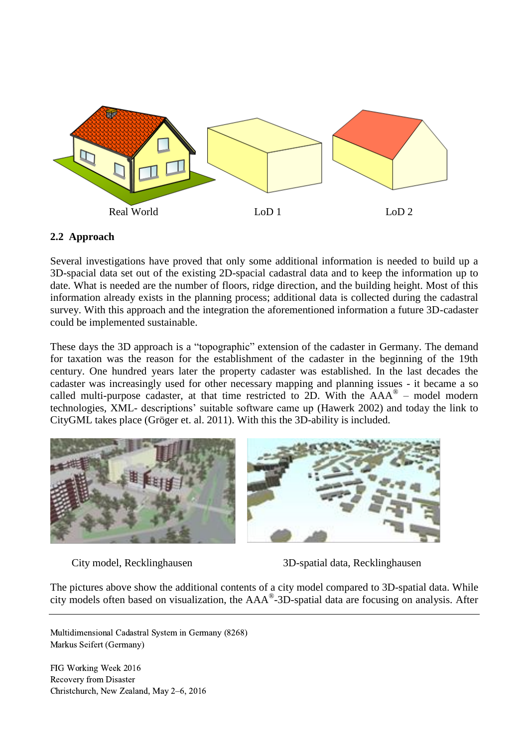Real World LoD 1 LoD 2

## 2.2 Approach

Several investigations have proved that only some additional information is needed to build up a 3D-spacial data set out of the existing 2D-spacial cadastral data and to keep the information up to date. What is needed are the number of floors, ridge direction, and the building height. Most of this information already exists in the planning process; additional data is collected during the cadastral survey. With this approach and the integration the aforementioned information a future 3D-cadaster could be implemented sustainable.

These days the 3D approach is a "topographic" extension of the cadaster in Germany. The demand for taxation was the reason for the establishment of the cadaster in the beginning of the 19th century. One hundred years later the property cadaster was established. In the last decades the cadaster was increasingly used for other necessary mapping and planning issues - it became a so called multi-purpose cadaster, at that time restricted to 2D. With the AAA® – model modern technologies, XML- descriptions' suitable software came up (Hawerk 2002) and today the link to CityGML takes place (Gröger et. al. 2011). With this the 3D-ability is included.

City model, Recklinghausen

3D-spatial data, Recklinghausen

The pictures above show the additional contents of a city model compared to 3D-spatial data. While city models often based on visualization, the AAA®-3D-spatial data are focusing on analysis. After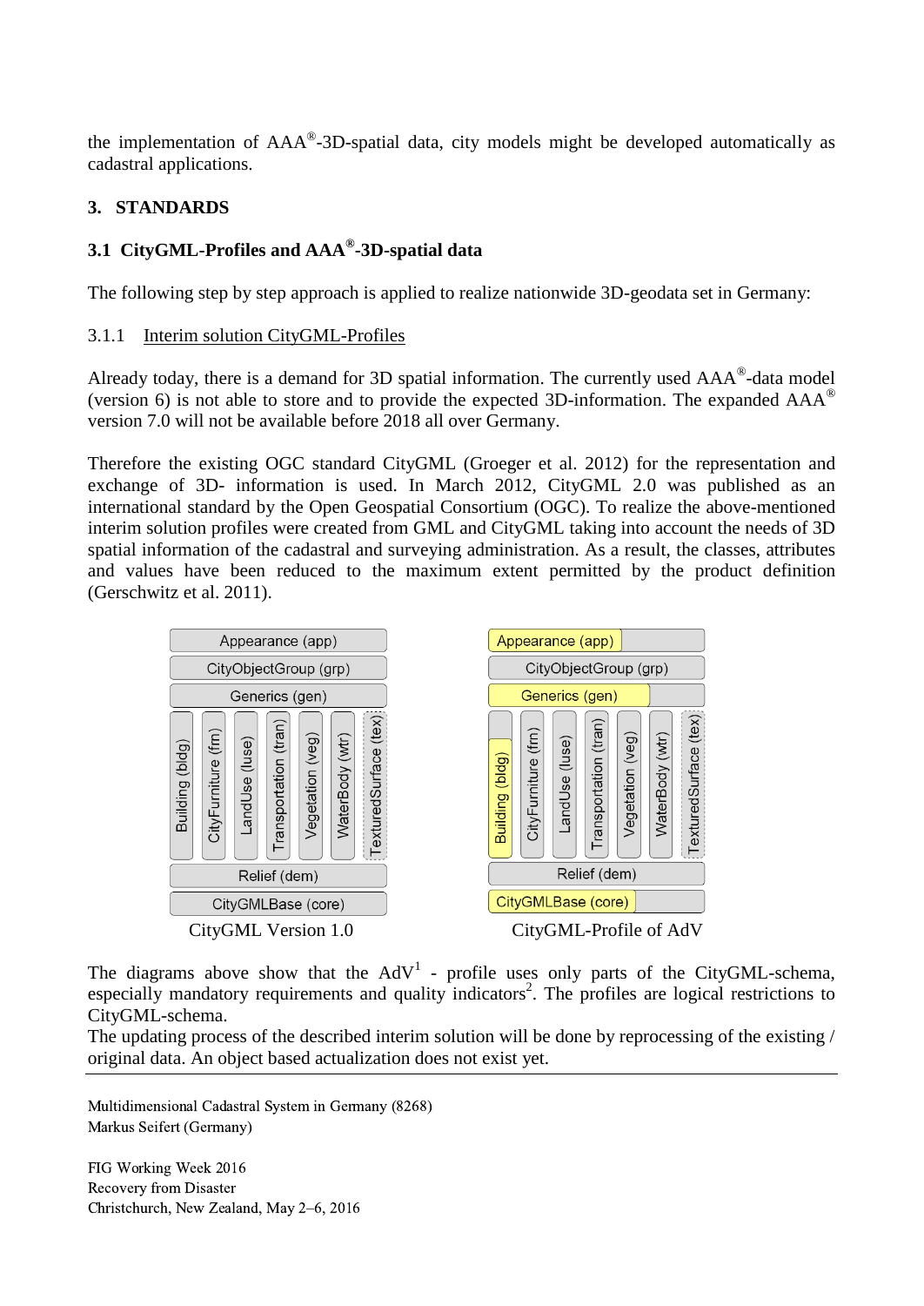the implementation of AAA®-3D-spatial data, city models might be developed automatically as cadastral applications.

## 3. STANDARDS

### 3.1 CityGML-Profiles and AAA®-3D-spatial data

The following step by step approach is applied to realize nationwide 3D-geodata set in Germany:

#### 3.1.1 Interim solution CityGML-Profiles

Already today, there is a demand for 3D spatial information. The currently used AAA®-data model (version 6) is not able to store and to provide the expected 3D-information. The expanded AAA® version 7.0 will not be available before 2018 all over Germany.

Therefore the existing OGC standard CityGML (Groeger et al. 2012) for the representation and exchange of 3D- information is used. In March 2012, CityGML 2.0 was published as an international standard by the Open Geospatial Consortium (OGC). To realize the above-mentioned interim solution profiles were created from GML and CityGML taking into account the needs of 3D spatial information of the cadastral and surveying administration. As a result, the classes, attributes and values have been reduced to the maximum extent permitted by the product definition (Gerschwitz et al. 2011).

Appearance (app) | CityObjectGroup (grp) | Generics (gen) | Building (bldg) | CityFurniture (frn) | LandUse (luse) | Transportation (tran) | Vegetation (veg) | WaterBody (wtr) | TexturedSurface (tex) | Relief (dem) | CityGMLBase (core)

CityGML Version 1.0

Appearance (app) | CityObjectGroup (grp) | Generics (gen) | Building (bldg) | CityFurniture (frn) | LandUse (luse) | Transportation (tran) | Vegetation (veg) | WaterBody (wtr) | TexturedSurface (tex) | Relief (dem) | CityGMLBase (core)

CityGML-Profile of AdV

The diagrams above show that the AdV[1] - profile uses only parts of the CityGML-schema, especially mandatory requirements and quality indicators[2]. The profiles are logical restrictions to CityGML-schema.

The updating process of the described interim solution will be done by reprocessing of the existing / original data. An object based actualization does not exist yet.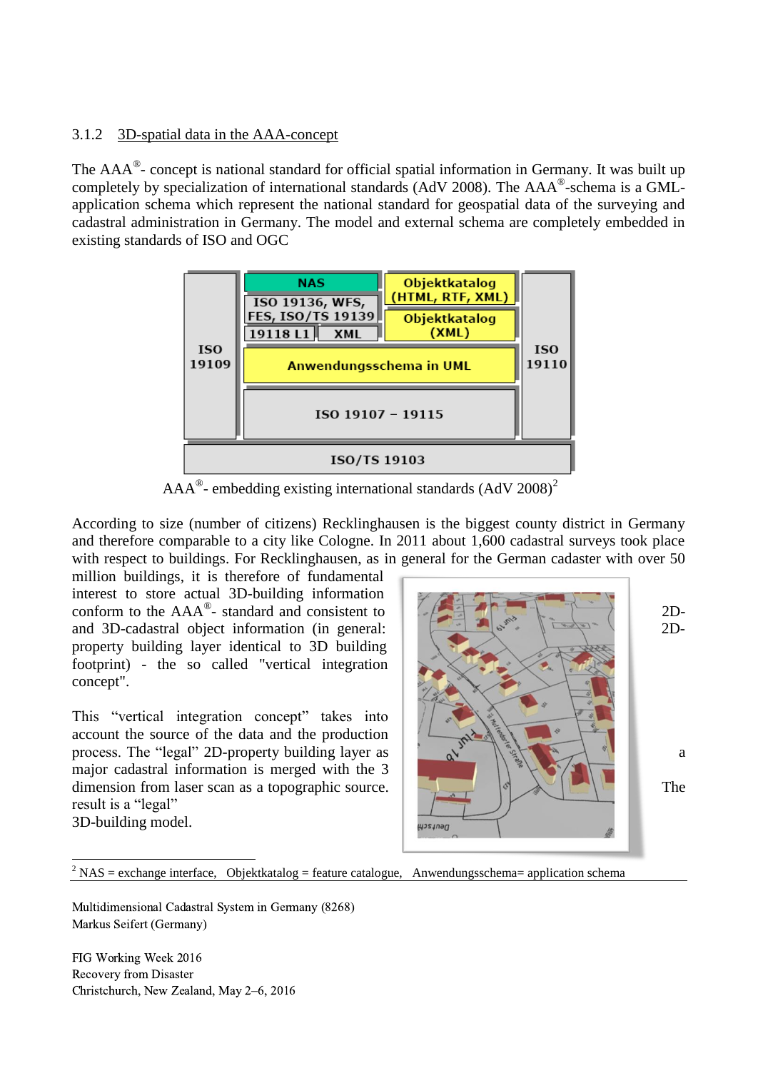### 3.1.2 3D-spatial data in the AAA-concept

The AAA®- concept is national standard for official spatial information in Germany. It was built up completely by specialization of international standards (AdV 2008). The AAA®-schema is a GML-application schema which represent the national standard for geospatial data of the surveying and cadastral administration in Germany. The model and external schema are completely embedded in existing standards of ISO and OGC

| ISO 19109 | NAS | Objektkatalog (HTML, RTF, XML) | ISO 19110 |
|---|---|---|---|
| | ISO 19136, WFS, FES, ISO/TS 19139 | Objektkatalog (XML) | |
| | 19118 L1 / XML | | |
| | Anwendungsschema in UML | | |
| | ISO 19107 – 19115 | | |
| ISO/TS 19103 | | | |

AAA®- embedding existing international standards (AdV 2008)[2]

According to size (number of citizens) Recklinghausen is the biggest county district in Germany and therefore comparable to a city like Cologne. In 2011 about 1,600 cadastral surveys took place with respect to buildings. For Recklinghausen, as in general for the German cadaster with over 50 million buildings, it is therefore of fundamental interest to store actual 3D-building information conform to the AAA®- standard and consistent to 2D- and 3D-cadastral object information (in general: 2D-property building layer identical to 3D building footprint) - the so called "vertical integration concept".

This "vertical integration concept" takes into account the source of the data and the production process. The "legal" 2D-property building layer as a major cadastral information is merged with the 3 dimension from laser scan as a topographic source. The result is a "legal" 3D-building model.

[2] NAS = exchange interface, Objektkatalog = feature catalogue, Anwendungsschema= application schema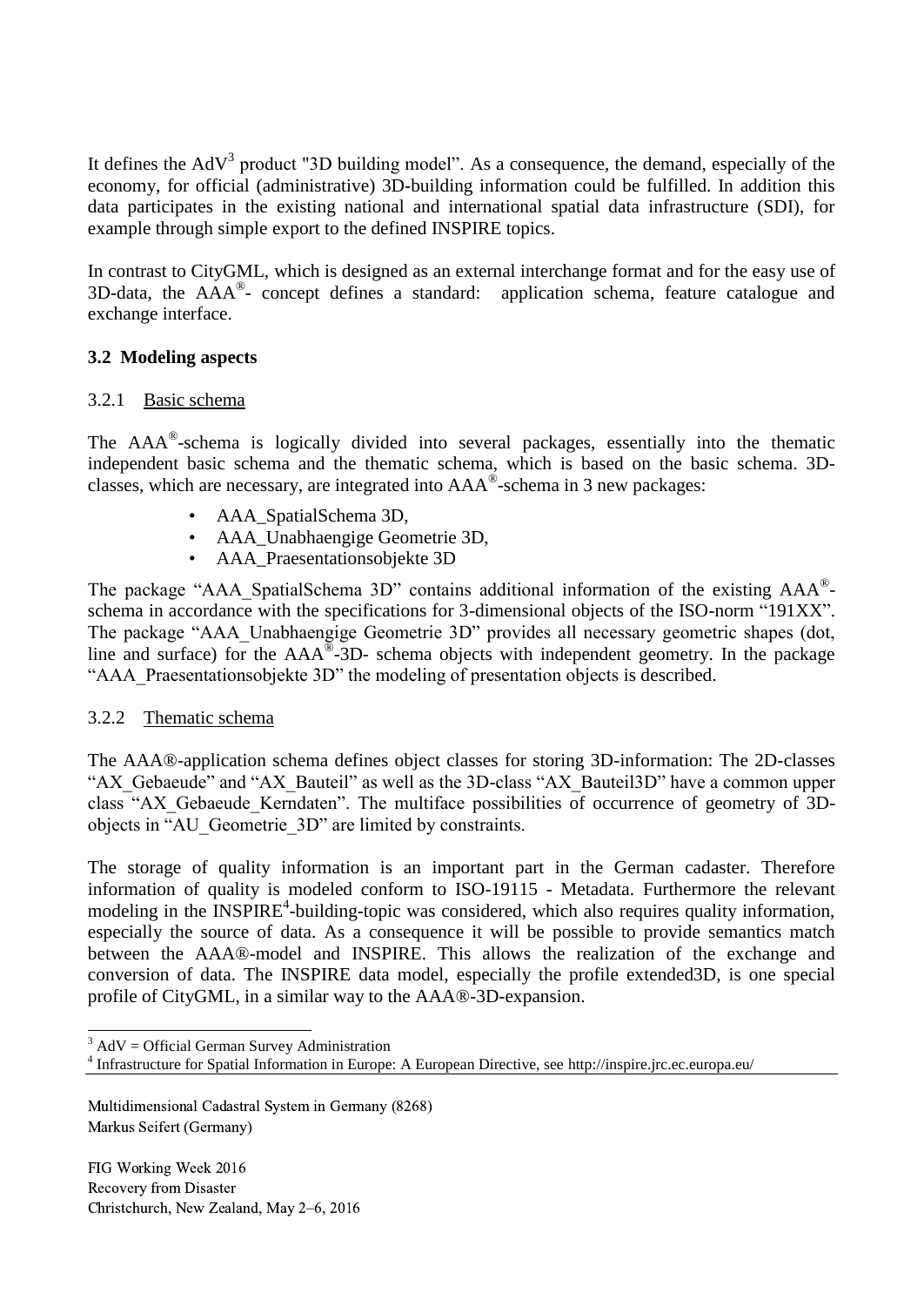It defines the AdV[3] product "3D building model". As a consequence, the demand, especially of the economy, for official (administrative) 3D-building information could be fulfilled. In addition this data participates in the existing national and international spatial data infrastructure (SDI), for example through simple export to the defined INSPIRE topics.

In contrast to CityGML, which is designed as an external interchange format and for the easy use of 3D-data, the AAA®- concept defines a standard: application schema, feature catalogue and exchange interface.

### 3.2 Modeling aspects

#### 3.2.1 Basic schema

The AAA®-schema is logically divided into several packages, essentially into the thematic independent basic schema and the thematic schema, which is based on the basic schema. 3D-classes, which are necessary, are integrated into AAA®-schema in 3 new packages:

- AAA_SpatialSchema 3D,
- AAA_Unabhaengige Geometrie 3D,
- AAA_Praesentationsobjekte 3D

The package "AAA_SpatialSchema 3D" contains additional information of the existing AAA®-schema in accordance with the specifications for 3-dimensional objects of the ISO-norm "191XX". The package "AAA_Unabhaengige Geometrie 3D" provides all necessary geometric shapes (dot, line and surface) for the AAA®-3D- schema objects with independent geometry. In the package "AAA_Praesentationsobjekte 3D" the modeling of presentation objects is described.

#### 3.2.2 Thematic schema

The AAA®-application schema defines object classes for storing 3D-information: The 2D-classes "AX_Gebaeude" and "AX_Bauteil" as well as the 3D-class "AX_Bauteil3D" have a common upper class "AX_Gebaeude_Kerndaten". The multiface possibilities of occurrence of geometry of 3D-objects in "AU_Geometrie_3D" are limited by constraints.

The storage of quality information is an important part in the German cadaster. Therefore information of quality is modeled conform to ISO-19115 - Metadata. Furthermore the relevant modeling in the INSPIRE[4]-building-topic was considered, which also requires quality information, especially the source of data. As a consequence it will be possible to provide semantics match between the AAA®-model and INSPIRE. This allows the realization of the exchange and conversion of data. The INSPIRE data model, especially the profile extended3D, is one special profile of CityGML, in a similar way to the AAA®-3D-expansion.

---

[3] AdV = Official German Survey Administration

[4] Infrastructure for Spatial Information in Europe: A European Directive, see http://inspire.jrc.ec.europa.eu/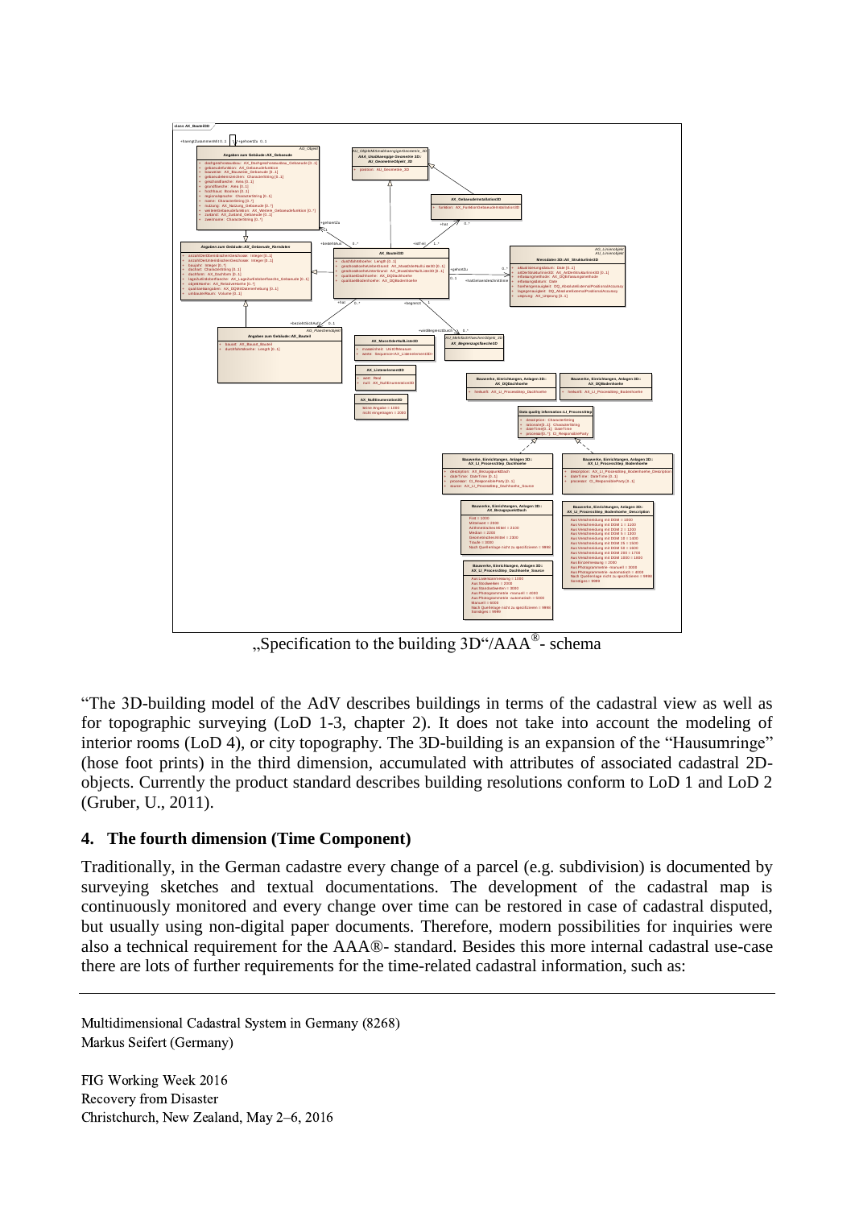„Specification to the building 3D"/AAA®- schema

"The 3D-building model of the AdV describes buildings in terms of the cadastral view as well as for topographic surveying (LoD 1-3, chapter 2). It does not take into account the modeling of interior rooms (LoD 4), or city topography. The 3D-building is an expansion of the "Hausumringe" (hose foot prints) in the third dimension, accumulated with attributes of associated cadastral 2D-objects. Currently the product standard describes building resolutions conform to LoD 1 and LoD 2 (Gruber, U., 2011).

## 4. The fourth dimension (Time Component)

Traditionally, in the German cadastre every change of a parcel (e.g. subdivision) is documented by surveying sketches and textual documentations. The development of the cadastral map is continuously monitored and every change over time can be restored in case of cadastral disputed, but usually using non-digital paper documents. Therefore, modern possibilities for inquiries were also a technical requirement for the AAA®- standard. Besides this more internal cadastral use-case there are lots of further requirements for the time-related cadastral information, such as: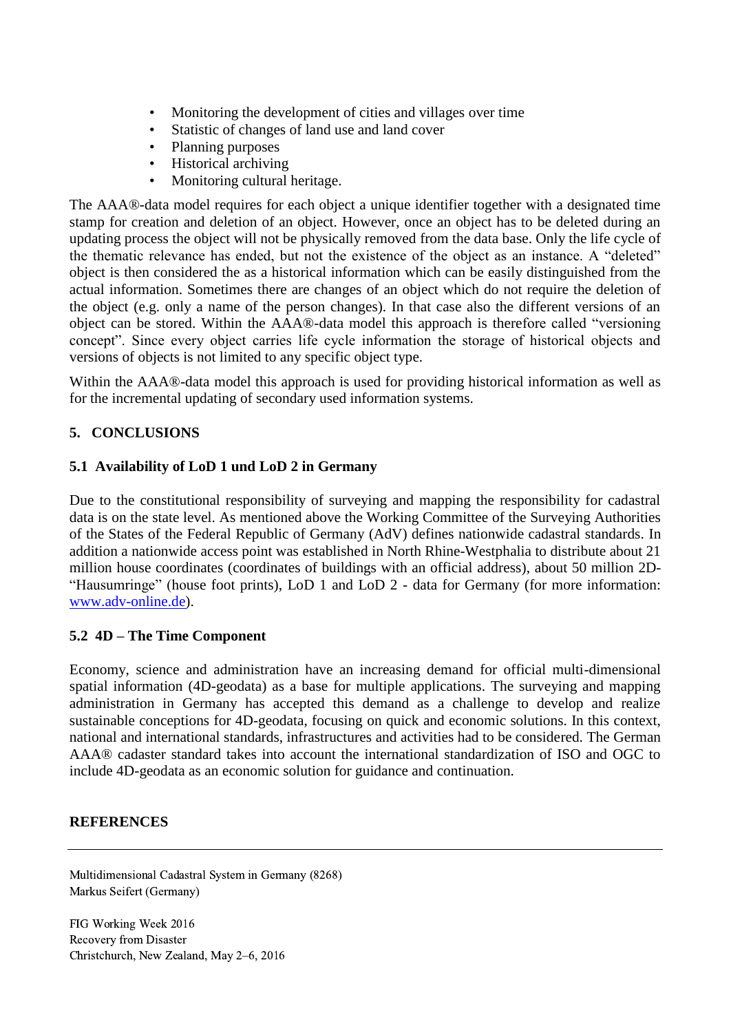- Monitoring the development of cities and villages over time
- Statistic of changes of land use and land cover
- Planning purposes
- Historical archiving
- Monitoring cultural heritage.

The AAA®-data model requires for each object a unique identifier together with a designated time stamp for creation and deletion of an object. However, once an object has to be deleted during an updating process the object will not be physically removed from the data base. Only the life cycle of the thematic relevance has ended, but not the existence of the object as an instance. A "deleted" object is then considered the as a historical information which can be easily distinguished from the actual information. Sometimes there are changes of an object which do not require the deletion of the object (e.g. only a name of the person changes). In that case also the different versions of an object can be stored. Within the AAA®-data model this approach is therefore called "versioning concept". Since every object carries life cycle information the storage of historical objects and versions of objects is not limited to any specific object type.

Within the AAA®-data model this approach is used for providing historical information as well as for the incremental updating of secondary used information systems.

## 5. CONCLUSIONS

### 5.1 Availability of LoD 1 und LoD 2 in Germany

Due to the constitutional responsibility of surveying and mapping the responsibility for cadastral data is on the state level. As mentioned above the Working Committee of the Surveying Authorities of the States of the Federal Republic of Germany (AdV) defines nationwide cadastral standards. In addition a nationwide access point was established in North Rhine-Westphalia to distribute about 21 million house coordinates (coordinates of buildings with an official address), about 50 million 2D-"Hausumringe" (house foot prints), LoD 1 and LoD 2 - data for Germany (for more information: [www.adv-online.de](www.adv-online.de)).

### 5.2 4D – The Time Component

Economy, science and administration have an increasing demand for official multi-dimensional spatial information (4D-geodata) as a base for multiple applications. The surveying and mapping administration in Germany has accepted this demand as a challenge to develop and realize sustainable conceptions for 4D-geodata, focusing on quick and economic solutions. In this context, national and international standards, infrastructures and activities had to be considered. The German AAA® cadaster standard takes into account the international standardization of ISO and OGC to include 4D-geodata as an economic solution for guidance and continuation.

## REFERENCES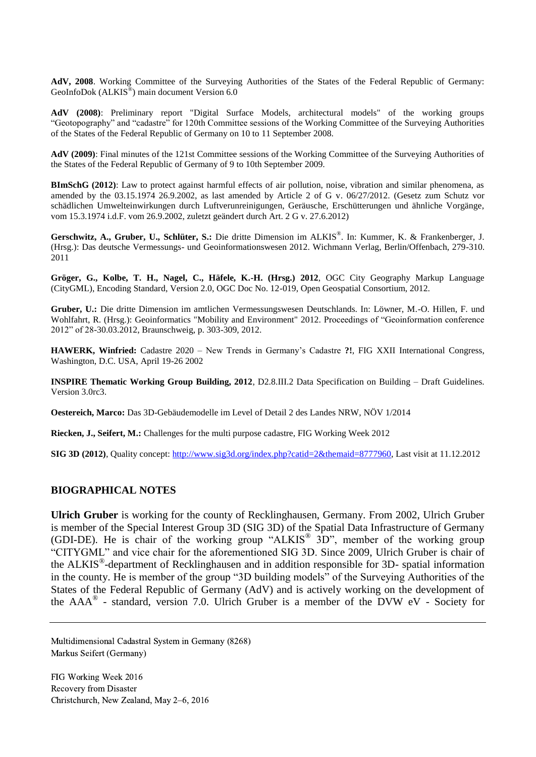**AdV, 2008**. Working Committee of the Surveying Authorities of the States of the Federal Republic of Germany: GeoInfoDok (ALKIS®) main document Version 6.0

**AdV (2008)**: Preliminary report "Digital Surface Models, architectural models" of the working groups “Geotopography” and “cadastre” for 120th Committee sessions of the Working Committee of the Surveying Authorities of the States of the Federal Republic of Germany on 10 to 11 September 2008.

**AdV (2009)**: Final minutes of the 121st Committee sessions of the Working Committee of the Surveying Authorities of the States of the Federal Republic of Germany of 9 to 10th September 2009.

**BImSchG (2012)**: Law to protect against harmful effects of air pollution, noise, vibration and similar phenomena, as amended by the 03.15.1974 26.9.2002, as last amended by Article 2 of G v. 06/27/2012. (Gesetz zum Schutz vor schädlichen Umwelteinwirkungen durch Luftverunreinigungen, Geräusche, Erschütterungen und ähnliche Vorgänge, vom 15.3.1974 i.d.F. vom 26.9.2002, zuletzt geändert durch Art. 2 G v. 27.6.2012)

**Gerschwitz, A., Gruber, U., Schlüter, S.:** Die dritte Dimension im ALKIS®. In: Kummer, K. & Frankenberger, J. (Hrsg.): Das deutsche Vermessungs- und Geoinformationswesen 2012. Wichmann Verlag, Berlin/Offenbach, 279-310. 2011

**Gröger, G., Kolbe, T. H., Nagel, C., Häfele, K.-H. (Hrsg.) 2012**, OGC City Geography Markup Language (CityGML), Encoding Standard, Version 2.0, OGC Doc No. 12-019, Open Geospatial Consortium, 2012.

**Gruber, U.:** Die dritte Dimension im amtlichen Vermessungswesen Deutschlands. In: Löwner, M.-O. Hillen, F. und Wohlfahrt, R. (Hrsg.): Geoinformatics "Mobility and Environment" 2012. Proceedings of “Geoinformation conference 2012” of 28-30.03.2012, Braunschweig, p. 303-309, 2012.

**HAWERK, Winfried:** Cadastre 2020 – New Trends in Germany’s Cadastre **?!**, FIG XXII International Congress, Washington, D.C. USA, April 19-26 2002

**INSPIRE Thematic Working Group Building, 2012**, D2.8.III.2 Data Specification on Building – Draft Guidelines. Version 3.0rc3.

**Oestereich, Marco:** Das 3D-Gebäudemodelle im Level of Detail 2 des Landes NRW, NÖV 1/2014

**Riecken, J., Seifert, M.:** Challenges for the multi purpose cadastre, FIG Working Week 2012

**SIG 3D (2012)**, Quality concept: http://www.sig3d.org/index.php?catid=2&themaid=8777960, Last visit at 11.12.2012

## BIOGRAPHICAL NOTES

**Ulrich Gruber** is working for the county of Recklinghausen, Germany. From 2002, Ulrich Gruber is member of the Special Interest Group 3D (SIG 3D) of the Spatial Data Infrastructure of Germany (GDI-DE). He is chair of the working group “ALKIS® 3D”, member of the working group “CITYGML” and vice chair for the aforementioned SIG 3D. Since 2009, Ulrich Gruber is chair of the ALKIS®-department of Recklinghausen and in addition responsible for 3D- spatial information in the county. He is member of the group “3D building models” of the Surveying Authorities of the States of the Federal Republic of Germany (AdV) and is actively working on the development of the AAA® - standard, version 7.0. Ulrich Gruber is a member of the DVW eV - Society for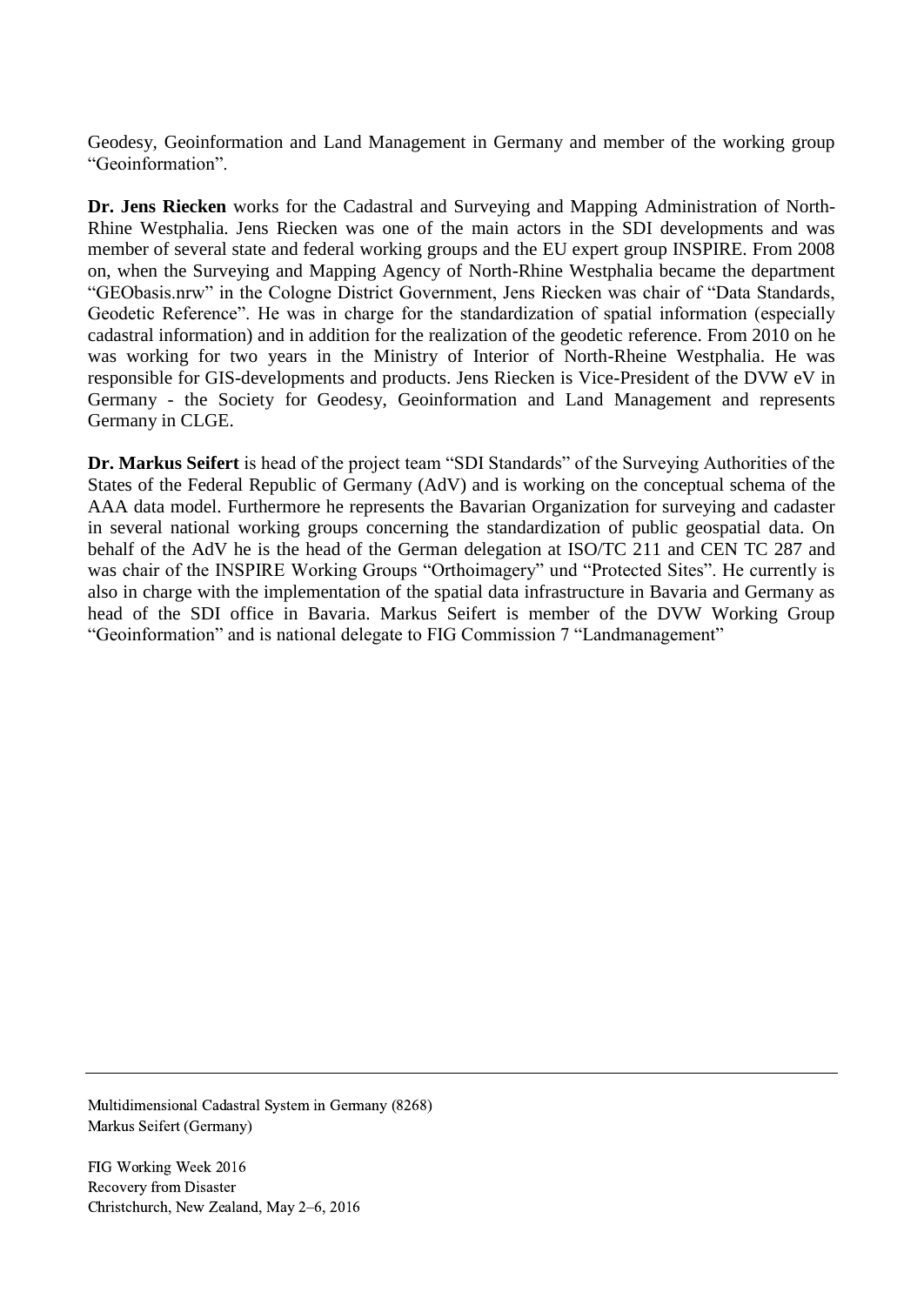Geodesy, Geoinformation and Land Management in Germany and member of the working group "Geoinformation".

**Dr. Jens Riecken** works for the Cadastral and Surveying and Mapping Administration of North-Rhine Westphalia. Jens Riecken was one of the main actors in the SDI developments and was member of several state and federal working groups and the EU expert group INSPIRE. From 2008 on, when the Surveying and Mapping Agency of North-Rhine Westphalia became the department "GEObasis.nrw" in the Cologne District Government, Jens Riecken was chair of "Data Standards, Geodetic Reference". He was in charge for the standardization of spatial information (especially cadastral information) and in addition for the realization of the geodetic reference. From 2010 on he was working for two years in the Ministry of Interior of North-Rheine Westphalia. He was responsible for GIS-developments and products. Jens Riecken is Vice-President of the DVW eV in Germany - the Society for Geodesy, Geoinformation and Land Management and represents Germany in CLGE.

**Dr. Markus Seifert** is head of the project team "SDI Standards" of the Surveying Authorities of the States of the Federal Republic of Germany (AdV) and is working on the conceptual schema of the AAA data model. Furthermore he represents the Bavarian Organization for surveying and cadaster in several national working groups concerning the standardization of public geospatial data. On behalf of the AdV he is the head of the German delegation at ISO/TC 211 and CEN TC 287 and was chair of the INSPIRE Working Groups "Orthoimagery" und "Protected Sites". He currently is also in charge with the implementation of the spatial data infrastructure in Bavaria and Germany as head of the SDI office in Bavaria. Markus Seifert is member of the DVW Working Group "Geoinformation" and is national delegate to FIG Commission 7 "Landmanagement"